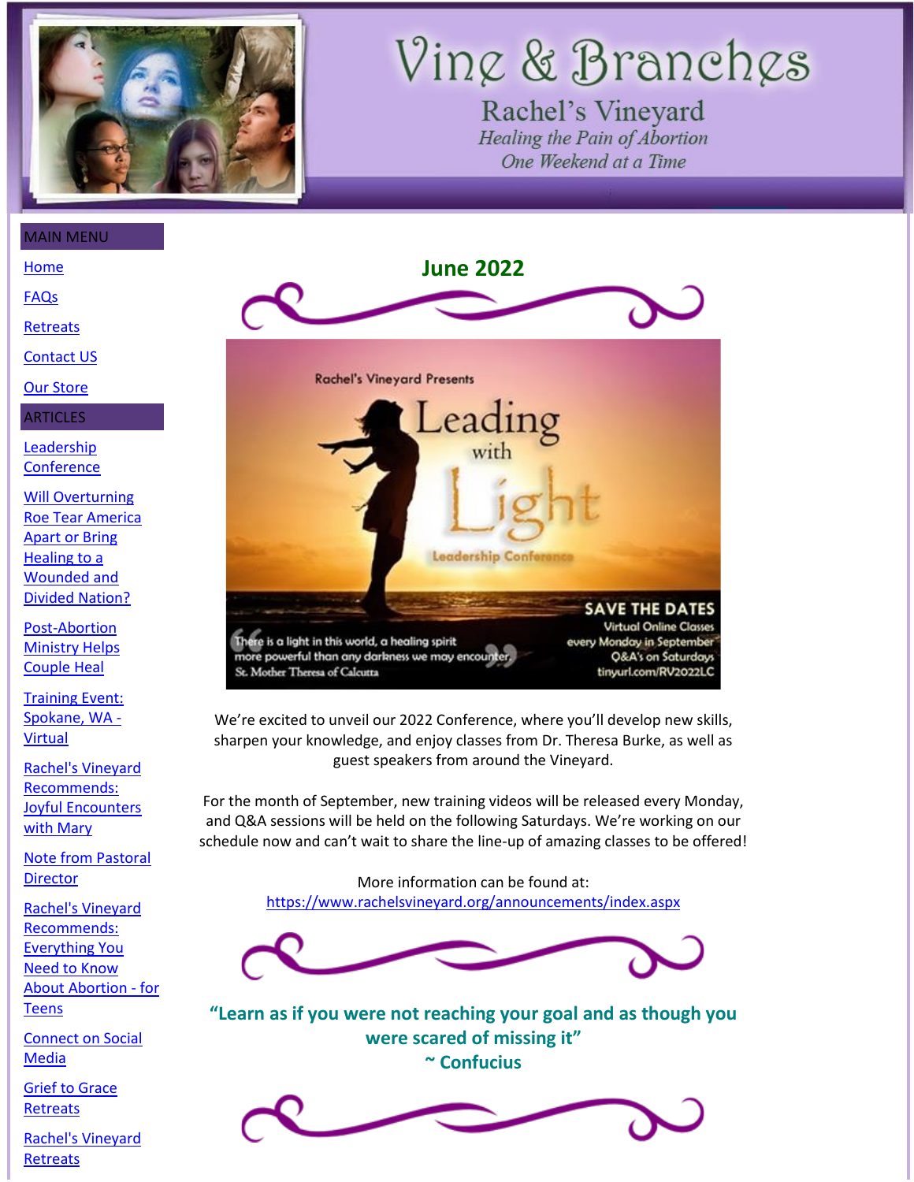# Vine & Branches

## Rachel's Vineyard

*Healing the Pain of Abortion*
*One Weekend at a Time*

MAIN MENU

- Home
- FAQs
- Retreats
- Contact US
- Our Store

ARTICLES

- Leadership Conference
- Will Overturning Roe Tear America Apart or Bring Healing to a Wounded and Divided Nation?
- Post-Abortion Ministry Helps Couple Heal
- Training Event: Spokane, WA - Virtual
- Rachel's Vineyard Recommends: Joyful Encounters with Mary
- Note from Pastoral Director
- Rachel's Vineyard Recommends: Everything You Need to Know About Abortion - for Teens
- Connect on Social Media
- Grief to Grace Retreats
- Rachel's Vineyard Retreats

## June 2022

Rachel's Vineyard Presents

**Leading with Light**

Leadership Conference

"There is a light in this world, a healing spirit more powerful than any darkness we may encounter." St. Mother Theresa of Calcutta

**SAVE THE DATES**
Virtual Online Classes
every Monday in September
Q&A's on Saturdays
tinyurl.com/RV2022LC

We're excited to unveil our 2022 Conference, where you'll develop new skills, sharpen your knowledge, and enjoy classes from Dr. Theresa Burke, as well as guest speakers from around the Vineyard.

For the month of September, new training videos will be released every Monday, and Q&A sessions will be held on the following Saturdays. We're working on our schedule now and can't wait to share the line-up of amazing classes to be offered!

More information can be found at:
https://www.rachelsvineyard.org/announcements/index.aspx

**"Learn as if you were not reaching your goal and as though you were scared of missing it"**
**~ Confucius**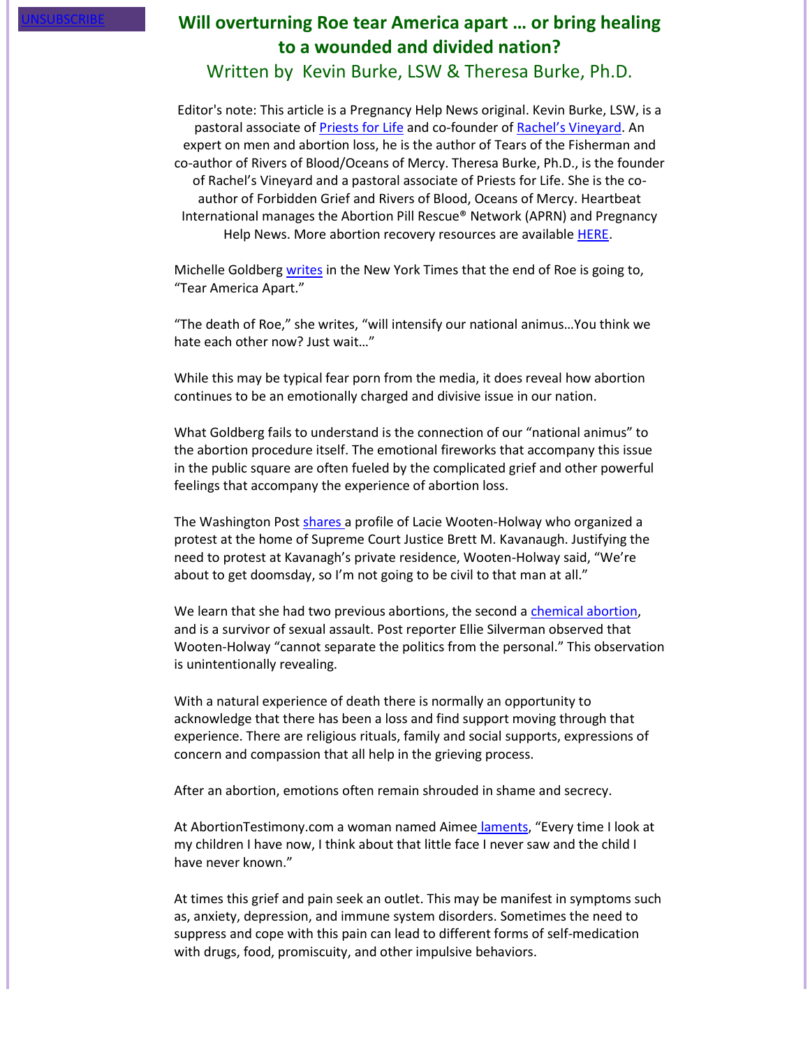UNSUBSCRIBE

## Will overturning Roe tear America apart … or bring healing to a wounded and divided nation?

Written by Kevin Burke, LSW & Theresa Burke, Ph.D.

Editor's note: This article is a Pregnancy Help News original. Kevin Burke, LSW, is a pastoral associate of Priests for Life and co-founder of Rachel's Vineyard. An expert on men and abortion loss, he is the author of Tears of the Fisherman and co-author of Rivers of Blood/Oceans of Mercy. Theresa Burke, Ph.D., is the founder of Rachel's Vineyard and a pastoral associate of Priests for Life. She is the co-author of Forbidden Grief and Rivers of Blood, Oceans of Mercy. Heartbeat International manages the Abortion Pill Rescue® Network (APRN) and Pregnancy Help News. More abortion recovery resources are available HERE.

Michelle Goldberg writes in the New York Times that the end of Roe is going to, "Tear America Apart."

"The death of Roe," she writes, "will intensify our national animus…You think we hate each other now? Just wait…"

While this may be typical fear porn from the media, it does reveal how abortion continues to be an emotionally charged and divisive issue in our nation.

What Goldberg fails to understand is the connection of our "national animus" to the abortion procedure itself. The emotional fireworks that accompany this issue in the public square are often fueled by the complicated grief and other powerful feelings that accompany the experience of abortion loss.

The Washington Post shares a profile of Lacie Wooten-Holway who organized a protest at the home of Supreme Court Justice Brett M. Kavanaugh. Justifying the need to protest at Kavanagh's private residence, Wooten-Holway said, "We're about to get doomsday, so I'm not going to be civil to that man at all."

We learn that she had two previous abortions, the second a chemical abortion, and is a survivor of sexual assault. Post reporter Ellie Silverman observed that Wooten-Holway "cannot separate the politics from the personal." This observation is unintentionally revealing.

With a natural experience of death there is normally an opportunity to acknowledge that there has been a loss and find support moving through that experience. There are religious rituals, family and social supports, expressions of concern and compassion that all help in the grieving process.

After an abortion, emotions often remain shrouded in shame and secrecy.

At AbortionTestimony.com a woman named Aimee laments, "Every time I look at my children I have now, I think about that little face I never saw and the child I have never known."

At times this grief and pain seek an outlet. This may be manifest in symptoms such as, anxiety, depression, and immune system disorders. Sometimes the need to suppress and cope with this pain can lead to different forms of self-medication with drugs, food, promiscuity, and other impulsive behaviors.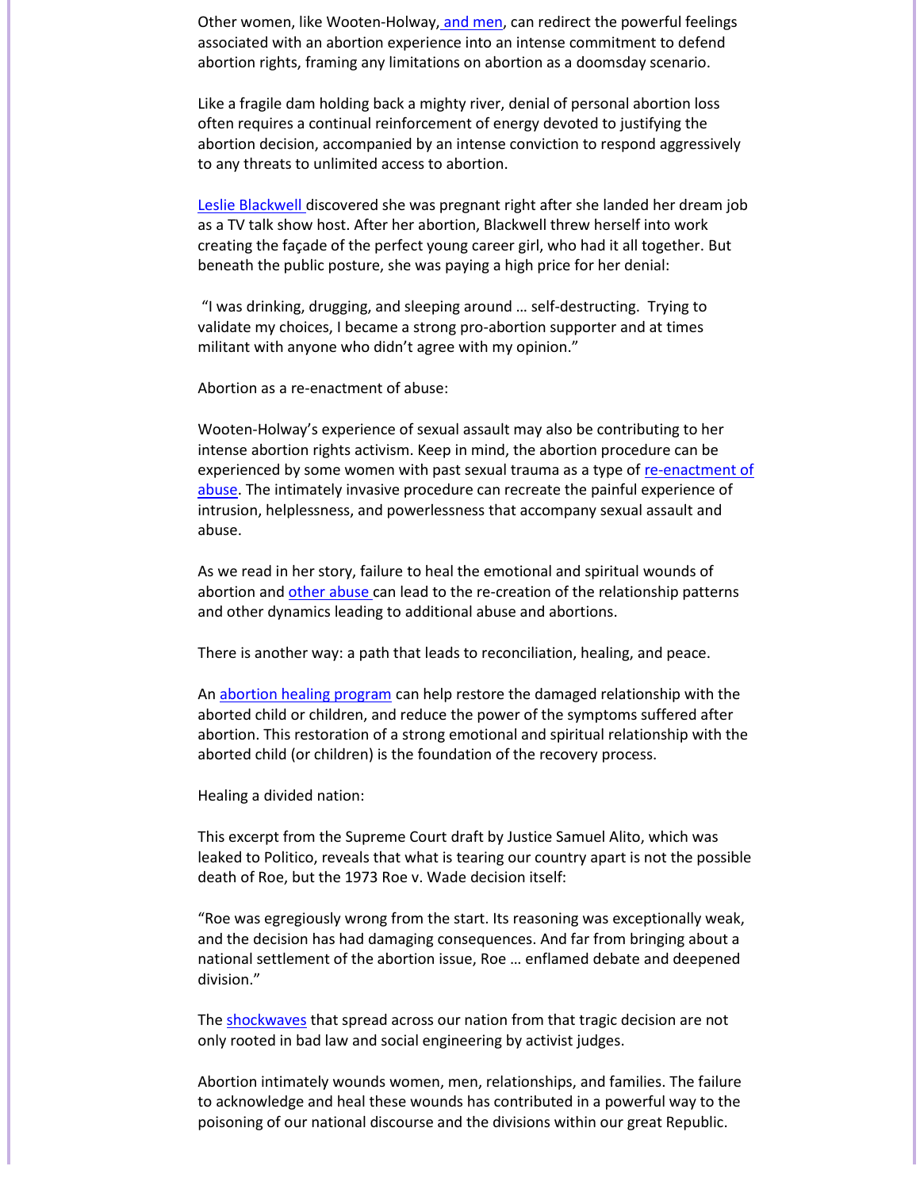Other women, like Wooten-Holway, and men, can redirect the powerful feelings associated with an abortion experience into an intense commitment to defend abortion rights, framing any limitations on abortion as a doomsday scenario.

Like a fragile dam holding back a mighty river, denial of personal abortion loss often requires a continual reinforcement of energy devoted to justifying the abortion decision, accompanied by an intense conviction to respond aggressively to any threats to unlimited access to abortion.

Leslie Blackwell discovered she was pregnant right after she landed her dream job as a TV talk show host. After her abortion, Blackwell threw herself into work creating the façade of the perfect young career girl, who had it all together. But beneath the public posture, she was paying a high price for her denial:

"I was drinking, drugging, and sleeping around … self-destructing. Trying to validate my choices, I became a strong pro-abortion supporter and at times militant with anyone who didn't agree with my opinion."

Abortion as a re-enactment of abuse:

Wooten-Holway's experience of sexual assault may also be contributing to her intense abortion rights activism. Keep in mind, the abortion procedure can be experienced by some women with past sexual trauma as a type of re-enactment of abuse. The intimately invasive procedure can recreate the painful experience of intrusion, helplessness, and powerlessness that accompany sexual assault and abuse.

As we read in her story, failure to heal the emotional and spiritual wounds of abortion and other abuse can lead to the re-creation of the relationship patterns and other dynamics leading to additional abuse and abortions.

There is another way: a path that leads to reconciliation, healing, and peace.

An abortion healing program can help restore the damaged relationship with the aborted child or children, and reduce the power of the symptoms suffered after abortion. This restoration of a strong emotional and spiritual relationship with the aborted child (or children) is the foundation of the recovery process.

Healing a divided nation:

This excerpt from the Supreme Court draft by Justice Samuel Alito, which was leaked to Politico, reveals that what is tearing our country apart is not the possible death of Roe, but the 1973 Roe v. Wade decision itself:

"Roe was egregiously wrong from the start. Its reasoning was exceptionally weak, and the decision has had damaging consequences. And far from bringing about a national settlement of the abortion issue, Roe … enflamed debate and deepened division."

The shockwaves that spread across our nation from that tragic decision are not only rooted in bad law and social engineering by activist judges.

Abortion intimately wounds women, men, relationships, and families. The failure to acknowledge and heal these wounds has contributed in a powerful way to the poisoning of our national discourse and the divisions within our great Republic.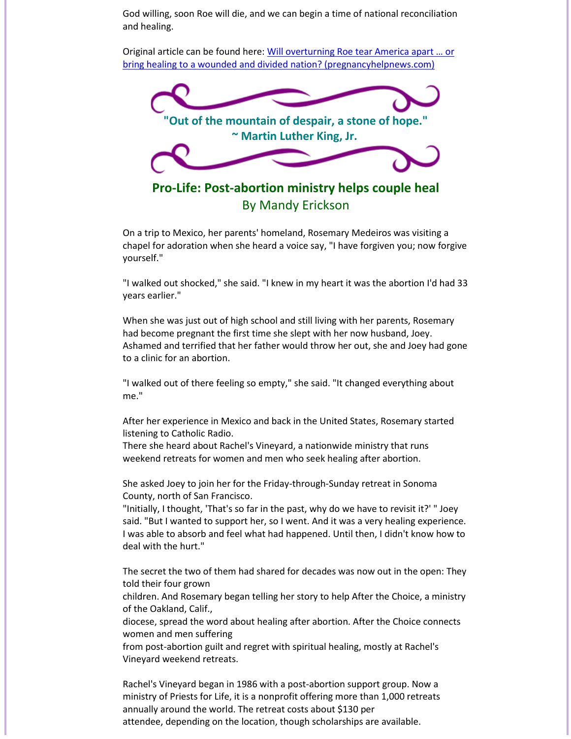God willing, soon Roe will die, and we can begin a time of national reconciliation and healing.

Original article can be found here: [Will overturning Roe tear America apart … or bring healing to a wounded and divided nation? (pregnancyhelpnews.com)]()

**"Out of the mountain of despair, a stone of hope."**
**~ Martin Luther King, Jr.**

## Pro-Life: Post-abortion ministry helps couple heal
By Mandy Erickson

On a trip to Mexico, her parents' homeland, Rosemary Medeiros was visiting a chapel for adoration when she heard a voice say, "I have forgiven you; now forgive yourself."

"I walked out shocked," she said. "I knew in my heart it was the abortion I'd had 33 years earlier."

When she was just out of high school and still living with her parents, Rosemary had become pregnant the first time she slept with her now husband, Joey. Ashamed and terrified that her father would throw her out, she and Joey had gone to a clinic for an abortion.

"I walked out of there feeling so empty," she said. "It changed everything about me."

After her experience in Mexico and back in the United States, Rosemary started listening to Catholic Radio.
There she heard about Rachel's Vineyard, a nationwide ministry that runs weekend retreats for women and men who seek healing after abortion.

She asked Joey to join her for the Friday-through-Sunday retreat in Sonoma County, north of San Francisco.
"Initially, I thought, 'That's so far in the past, why do we have to revisit it?' " Joey said. "But I wanted to support her, so I went. And it was a very healing experience. I was able to absorb and feel what had happened. Until then, I didn't know how to deal with the hurt."

The secret the two of them had shared for decades was now out in the open: They told their four grown children. And Rosemary began telling her story to help After the Choice, a ministry of the Oakland, Calif., diocese, spread the word about healing after abortion. After the Choice connects women and men suffering from post-abortion guilt and regret with spiritual healing, mostly at Rachel's Vineyard weekend retreats.

Rachel's Vineyard began in 1986 with a post-abortion support group. Now a ministry of Priests for Life, it is a nonprofit offering more than 1,000 retreats annually around the world. The retreat costs about $130 per attendee, depending on the location, though scholarships are available.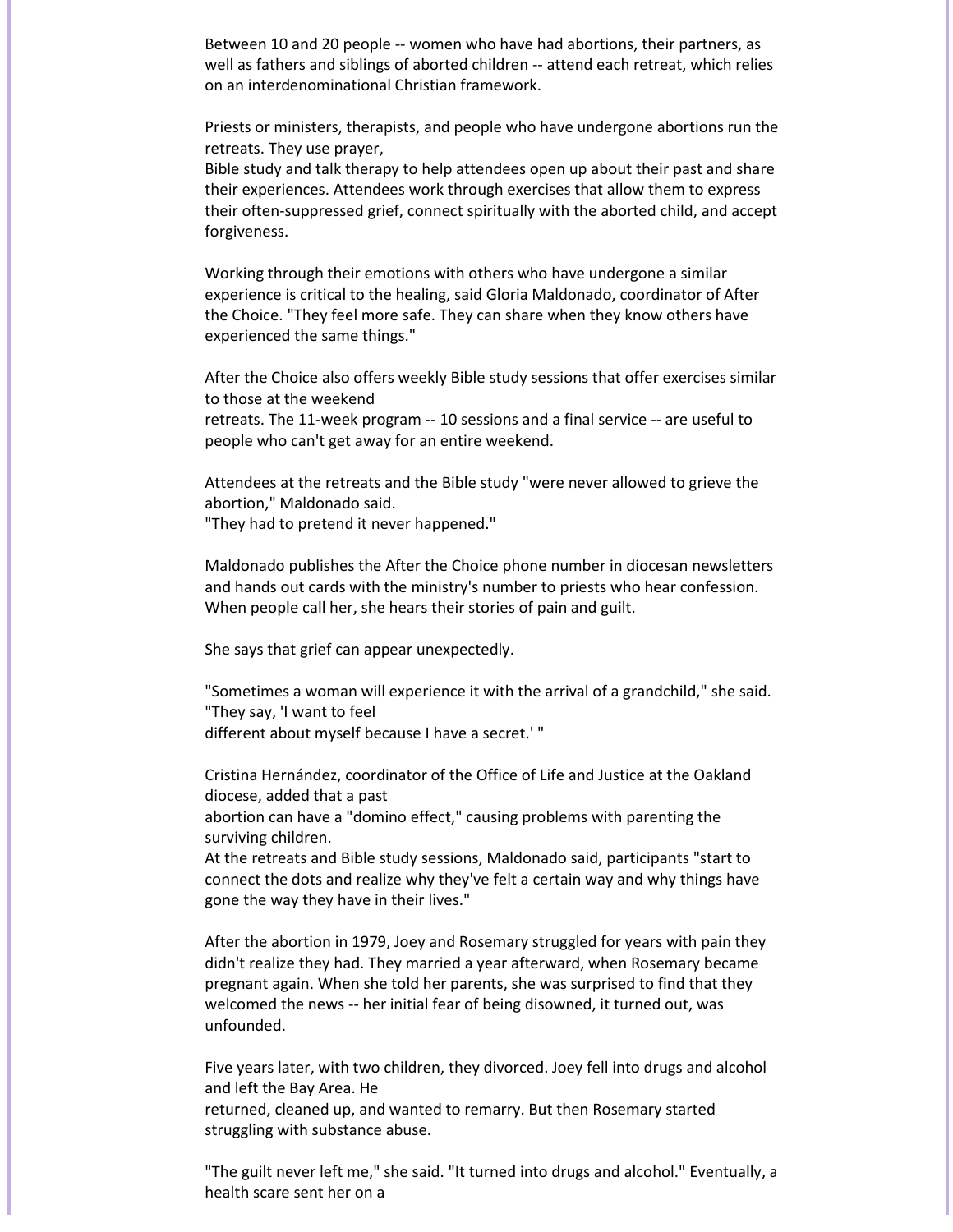Between 10 and 20 people -- women who have had abortions, their partners, as well as fathers and siblings of aborted children -- attend each retreat, which relies on an interdenominational Christian framework.

Priests or ministers, therapists, and people who have undergone abortions run the retreats. They use prayer, Bible study and talk therapy to help attendees open up about their past and share their experiences. Attendees work through exercises that allow them to express their often-suppressed grief, connect spiritually with the aborted child, and accept forgiveness.

Working through their emotions with others who have undergone a similar experience is critical to the healing, said Gloria Maldonado, coordinator of After the Choice. "They feel more safe. They can share when they know others have experienced the same things."

After the Choice also offers weekly Bible study sessions that offer exercises similar to those at the weekend retreats. The 11-week program -- 10 sessions and a final service -- are useful to people who can't get away for an entire weekend.

Attendees at the retreats and the Bible study "were never allowed to grieve the abortion," Maldonado said. "They had to pretend it never happened."

Maldonado publishes the After the Choice phone number in diocesan newsletters and hands out cards with the ministry's number to priests who hear confession. When people call her, she hears their stories of pain and guilt.

She says that grief can appear unexpectedly.

"Sometimes a woman will experience it with the arrival of a grandchild," she said. "They say, 'I want to feel different about myself because I have a secret.' "

Cristina Hernández, coordinator of the Office of Life and Justice at the Oakland diocese, added that a past abortion can have a "domino effect," causing problems with parenting the surviving children.
At the retreats and Bible study sessions, Maldonado said, participants "start to connect the dots and realize why they've felt a certain way and why things have gone the way they have in their lives."

After the abortion in 1979, Joey and Rosemary struggled for years with pain they didn't realize they had. They married a year afterward, when Rosemary became pregnant again. When she told her parents, she was surprised to find that they welcomed the news -- her initial fear of being disowned, it turned out, was unfounded.

Five years later, with two children, they divorced. Joey fell into drugs and alcohol and left the Bay Area. He returned, cleaned up, and wanted to remarry. But then Rosemary started struggling with substance abuse.

"The guilt never left me," she said. "It turned into drugs and alcohol." Eventually, a health scare sent her on a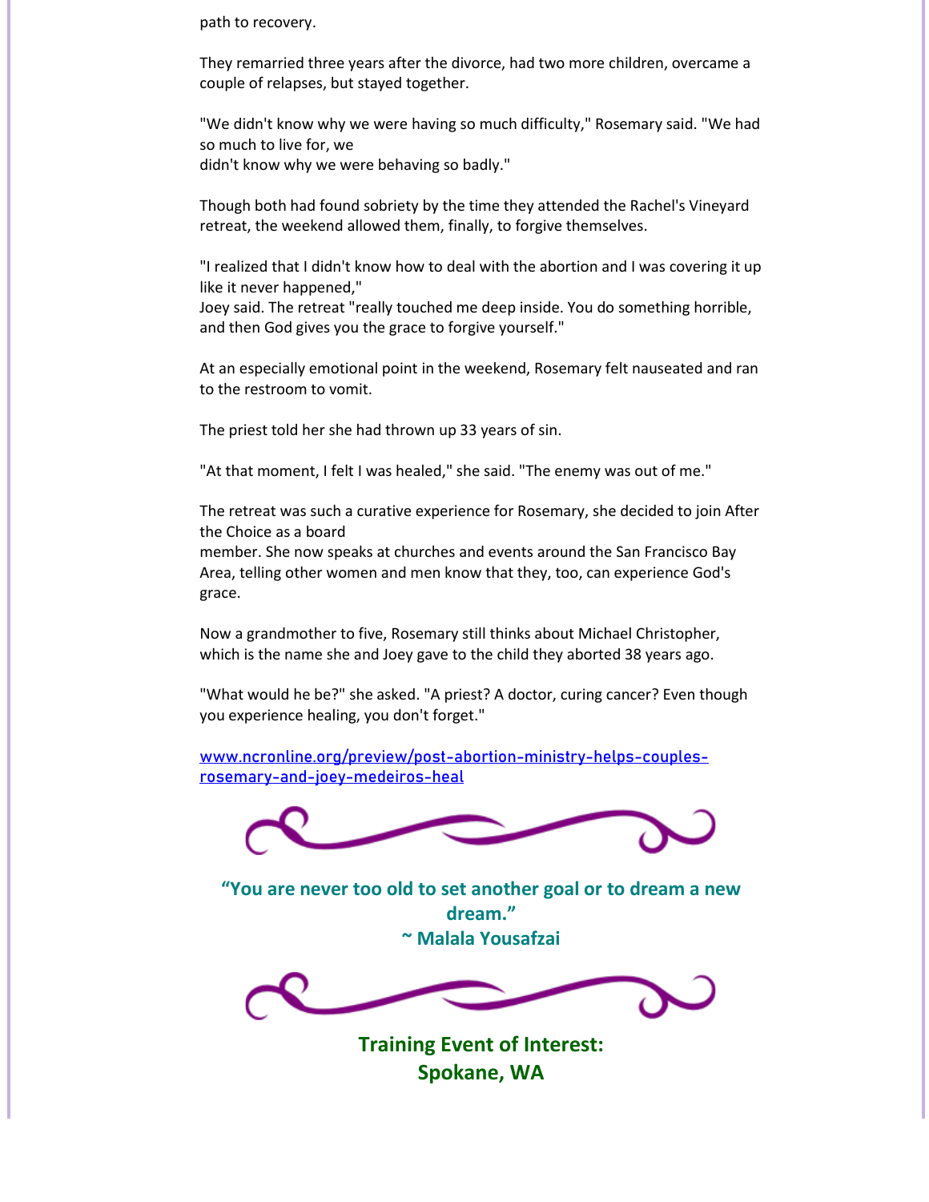path to recovery.

They remarried three years after the divorce, had two more children, overcame a couple of relapses, but stayed together.

"We didn't know why we were having so much difficulty," Rosemary said. "We had so much to live for, we didn't know why we were behaving so badly."

Though both had found sobriety by the time they attended the Rachel's Vineyard retreat, the weekend allowed them, finally, to forgive themselves.

"I realized that I didn't know how to deal with the abortion and I was covering it up like it never happened," Joey said. The retreat "really touched me deep inside. You do something horrible, and then God gives you the grace to forgive yourself."

At an especially emotional point in the weekend, Rosemary felt nauseated and ran to the restroom to vomit.

The priest told her she had thrown up 33 years of sin.

"At that moment, I felt I was healed," she said. "The enemy was out of me."

The retreat was such a curative experience for Rosemary, she decided to join After the Choice as a board member. She now speaks at churches and events around the San Francisco Bay Area, telling other women and men know that they, too, can experience God's grace.

Now a grandmother to five, Rosemary still thinks about Michael Christopher, which is the name she and Joey gave to the child they aborted 38 years ago.

"What would he be?" she asked. "A priest? A doctor, curing cancer? Even though you experience healing, you don't forget."

[www.ncronline.org/preview/post-abortion-ministry-helps-couples-rosemary-and-joey-medeiros-heal](www.ncronline.org/preview/post-abortion-ministry-helps-couples-rosemary-and-joey-medeiros-heal)

**"You are never too old to set another goal or to dream a new dream."**
**~ Malala Yousafzai**

## Training Event of Interest:
## Spokane, WA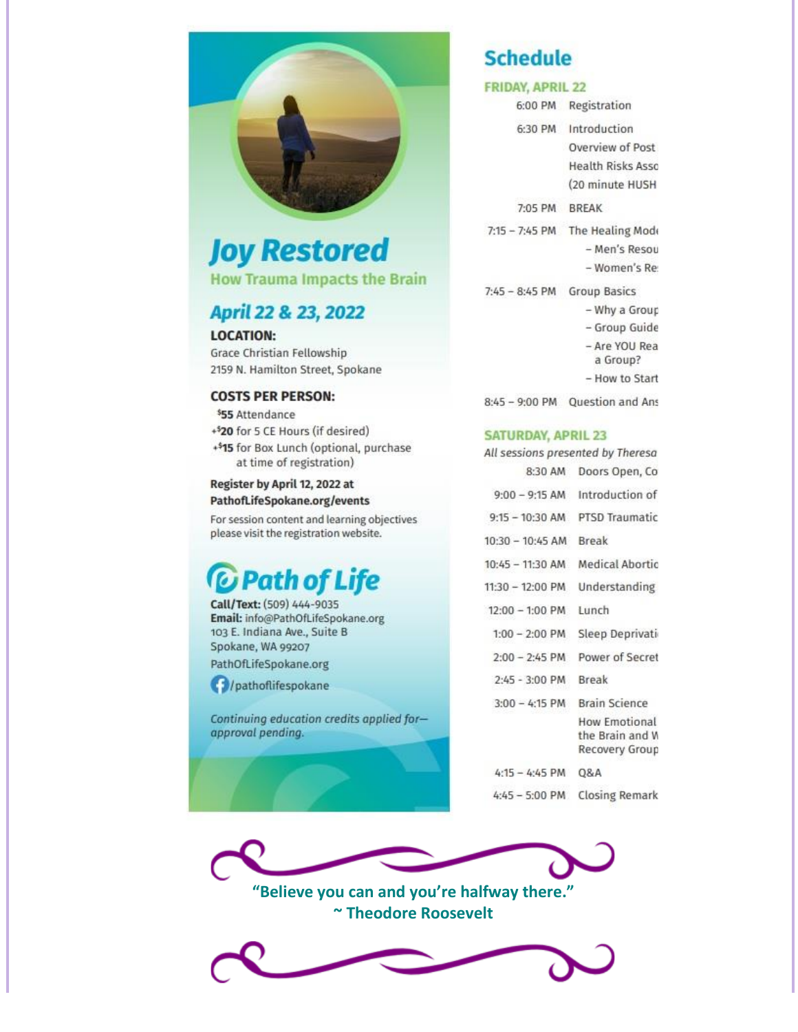# Joy Restored

## How Trauma Impacts the Brain

### April 22 & 23, 2022

**LOCATION:**
Grace Christian Fellowship
2159 N. Hamilton Street, Spokane

**COSTS PER PERSON:**
$55 Attendance
+$20 for 5 CE Hours (if desired)
+$15 for Box Lunch (optional, purchase at time of registration)

**Register by April 12, 2022 at PathofLifeSpokane.org/events**

For session content and learning objectives please visit the registration website.

**Path of Life**

**Call/Text:** (509) 444-9035
**Email:** info@PathOfLifeSpokane.org
103 E. Indiana Ave., Suite B
Spokane, WA 99207
PathOfLifeSpokane.org
/pathoflifespokane

*Continuing education credits applied for—approval pending.*

## Schedule

**FRIDAY, APRIL 22**

| Time | Session |
|---|---|
| 6:00 PM | Registration |
| 6:30 PM | Introduction<br>Overview of Post<br>Health Risks Asso<br>(20 minute HUSH |
| 7:05 PM | BREAK |
| 7:15 – 7:45 PM | The Healing Mode<br>– Men's Resou<br>– Women's Re |
| 7:45 – 8:45 PM | Group Basics<br>– Why a Group<br>– Group Guide<br>– Are YOU Rea a Group?<br>– How to Start |
| 8:45 – 9:00 PM | Question and Ans |

**SATURDAY, APRIL 23**

*All sessions presented by Theresa*

| Time | Session |
|---|---|
| 8:30 AM | Doors Open, Co |
| 9:00 – 9:15 AM | Introduction of |
| 9:15 – 10:30 AM | PTSD Traumatic |
| 10:30 – 10:45 AM | Break |
| 10:45 – 11:30 AM | Medical Abortio |
| 11:30 – 12:00 PM | Understanding |
| 12:00 – 1:00 PM | Lunch |
| 1:00 – 2:00 PM | Sleep Deprivati |
| 2:00 – 2:45 PM | Power of Secret |
| 2:45 - 3:00 PM | Break |
| 3:00 – 4:15 PM | Brain Science<br>How Emotional the Brain and W Recovery Group |
| 4:15 – 4:45 PM | Q&A |
| 4:45 – 5:00 PM | Closing Remark |

**"Believe you can and you're halfway there."**
**~ Theodore Roosevelt**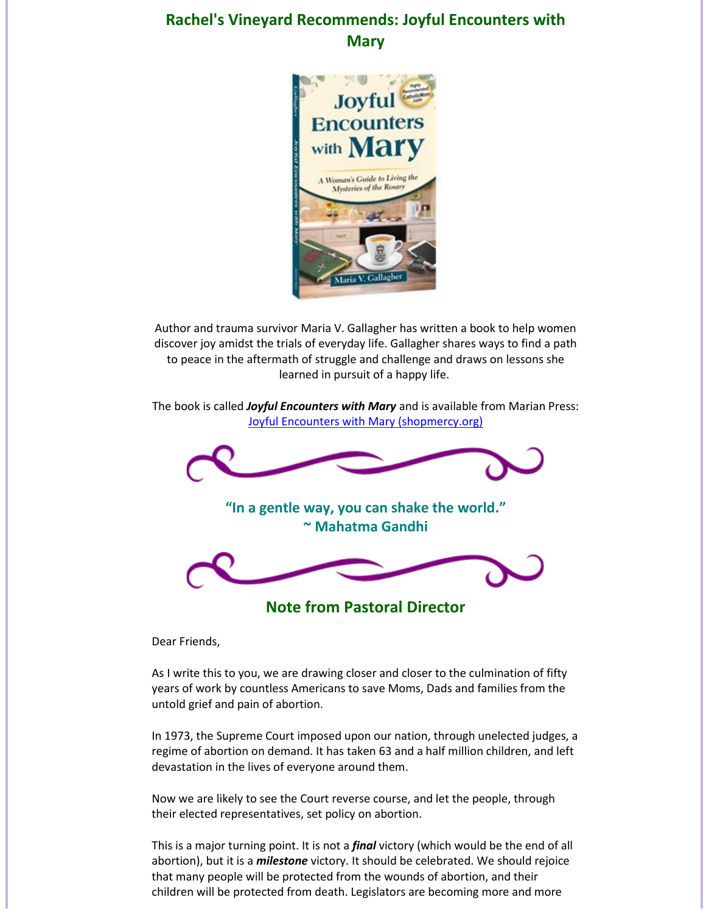## Rachel's Vineyard Recommends: Joyful Encounters with Mary

Author and trauma survivor Maria V. Gallagher has written a book to help women discover joy amidst the trials of everyday life. Gallagher shares ways to find a path to peace in the aftermath of struggle and challenge and draws on lessons she learned in pursuit of a happy life.

The book is called ***Joyful Encounters with Mary*** and is available from Marian Press: [Joyful Encounters with Mary (shopmercy.org)](Joyful Encounters with Mary (shopmercy.org))

**"In a gentle way, you can shake the world."**
**~ Mahatma Gandhi**

## Note from Pastoral Director

Dear Friends,

As I write this to you, we are drawing closer and closer to the culmination of fifty years of work by countless Americans to save Moms, Dads and families from the untold grief and pain of abortion.

In 1973, the Supreme Court imposed upon our nation, through unelected judges, a regime of abortion on demand. It has taken 63 and a half million children, and left devastation in the lives of everyone around them.

Now we are likely to see the Court reverse course, and let the people, through their elected representatives, set policy on abortion.

This is a major turning point. It is not a ***final*** victory (which would be the end of all abortion), but it is a ***milestone*** victory. It should be celebrated. We should rejoice that many people will be protected from the wounds of abortion, and their children will be protected from death. Legislators are becoming more and more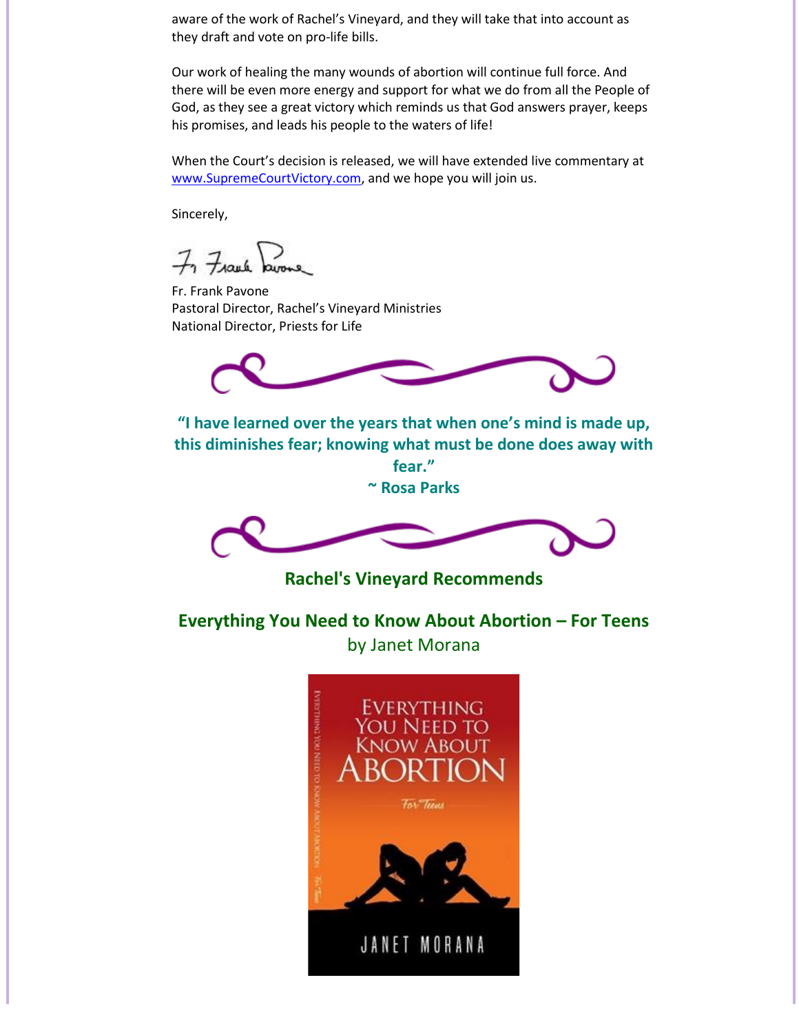aware of the work of Rachel's Vineyard, and they will take that into account as they draft and vote on pro-life bills.

Our work of healing the many wounds of abortion will continue full force. And there will be even more energy and support for what we do from all the People of God, as they see a great victory which reminds us that God answers prayer, keeps his promises, and leads his people to the waters of life!

When the Court's decision is released, we will have extended live commentary at www.SupremeCourtVictory.com, and we hope you will join us.

Sincerely,

Fr. Frank Pavone
Pastoral Director, Rachel's Vineyard Ministries
National Director, Priests for Life

**"I have learned over the years that when one's mind is made up, this diminishes fear; knowing what must be done does away with fear."**
**~ Rosa Parks**

## Rachel's Vineyard Recommends

## Everything You Need to Know About Abortion – For Teens

by Janet Morana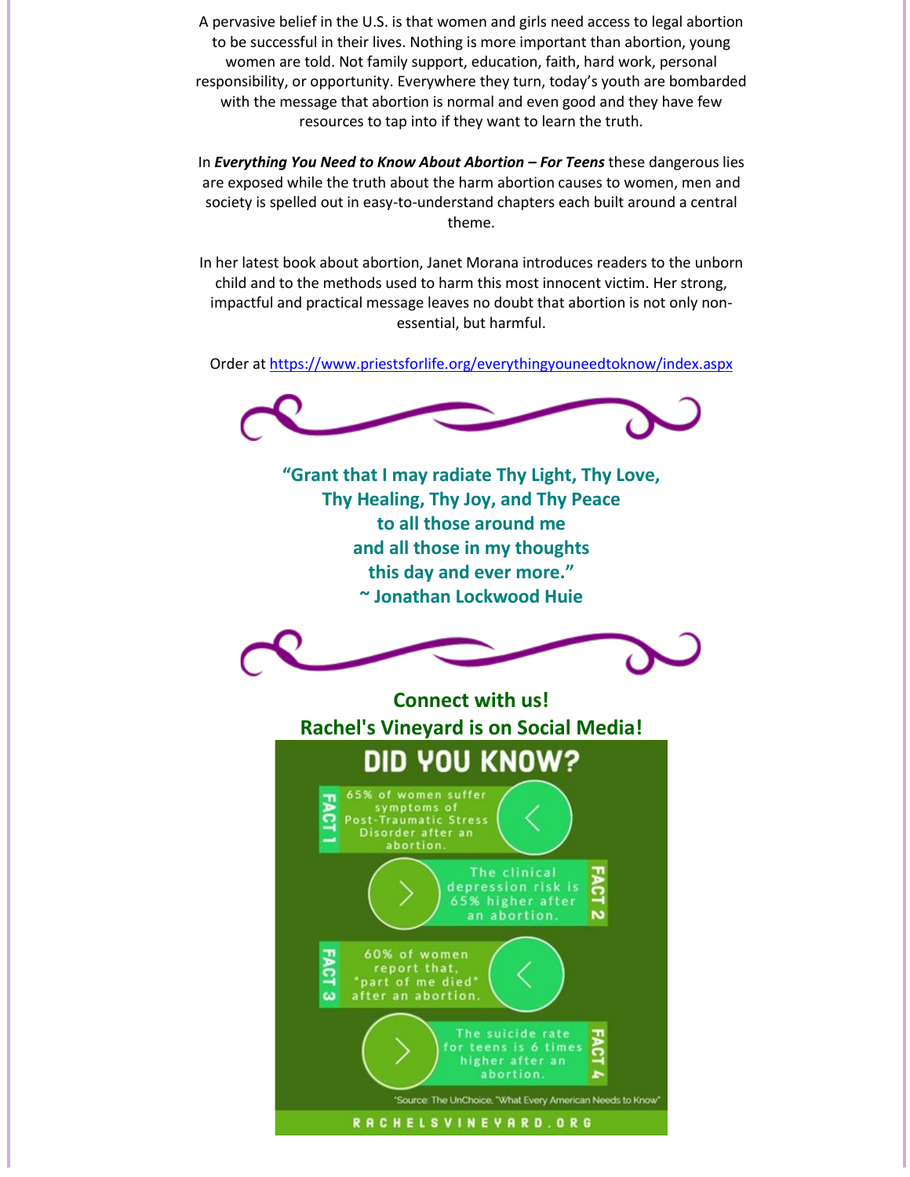A pervasive belief in the U.S. is that women and girls need access to legal abortion to be successful in their lives. Nothing is more important than abortion, young women are told. Not family support, education, faith, hard work, personal responsibility, or opportunity. Everywhere they turn, today's youth are bombarded with the message that abortion is normal and even good and they have few resources to tap into if they want to learn the truth.

In ***Everything You Need to Know About Abortion – For Teens*** these dangerous lies are exposed while the truth about the harm abortion causes to women, men and society is spelled out in easy-to-understand chapters each built around a central theme.

In her latest book about abortion, Janet Morana introduces readers to the unborn child and to the methods used to harm this most innocent victim. Her strong, impactful and practical message leaves no doubt that abortion is not only non-essential, but harmful.

Order at https://www.priestsforlife.org/everythingyouneedtoknow/index.aspx

**"Grant that I may radiate Thy Light, Thy Love,**
**Thy Healing, Thy Joy, and Thy Peace**
**to all those around me**
**and all those in my thoughts**
**this day and ever more."**
**~ Jonathan Lockwood Huie**

**Connect with us!**
**Rachel's Vineyard is on Social Media!**

## DID YOU KNOW?

**FACT 1** 65% of women suffer symptoms of Post-Traumatic Stress Disorder after an abortion.

**FACT 2** The clinical depression risk is 65% higher after an abortion.

**FACT 3** 60% of women report that, "part of me died" after an abortion.

**FACT 4** The suicide rate for teens is 6 times higher after an abortion.

*Source: The UnChoice, "What Every American Needs to Know"

RACHELSVINEYARD.ORG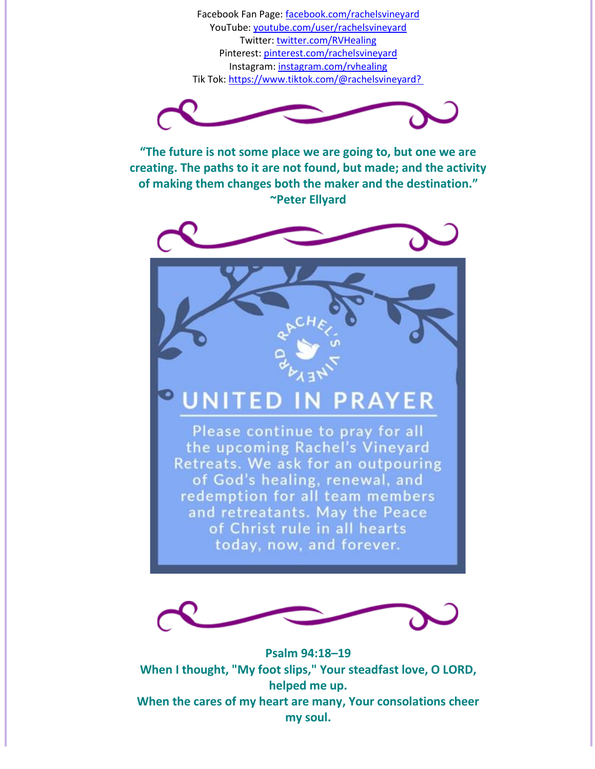Facebook Fan Page: [facebook.com/rachelsvineyard](facebook.com/rachelsvineyard)
YouTube: [youtube.com/user/rachelsvineyard](youtube.com/user/rachelsvineyard)
Twitter: [twitter.com/RVHealing](twitter.com/RVHealing)
Pinterest: [pinterest.com/rachelsvineyard](pinterest.com/rachelsvineyard)
Instagram: [instagram.com/rvhealing](instagram.com/rvhealing)
Tik Tok: [https://www.tiktok.com/@rachelsvineyard?](https://www.tiktok.com/@rachelsvineyard?)

**"The future is not some place we are going to, but one we are creating. The paths to it are not found, but made; and the activity of making them changes both the maker and the destination."**
**~Peter Ellyard**

RACHEL'S VINEYARD

## UNITED IN PRAYER

Please continue to pray for all the upcoming Rachel's Vineyard Retreats. We ask for an outpouring of God's healing, renewal, and redemption for all team members and retreatants. May the Peace of Christ rule in all hearts today, now, and forever.

**Psalm 94:18–19**
**When I thought, "My foot slips," Your steadfast love, O LORD, helped me up.**
**When the cares of my heart are many, Your consolations cheer my soul.**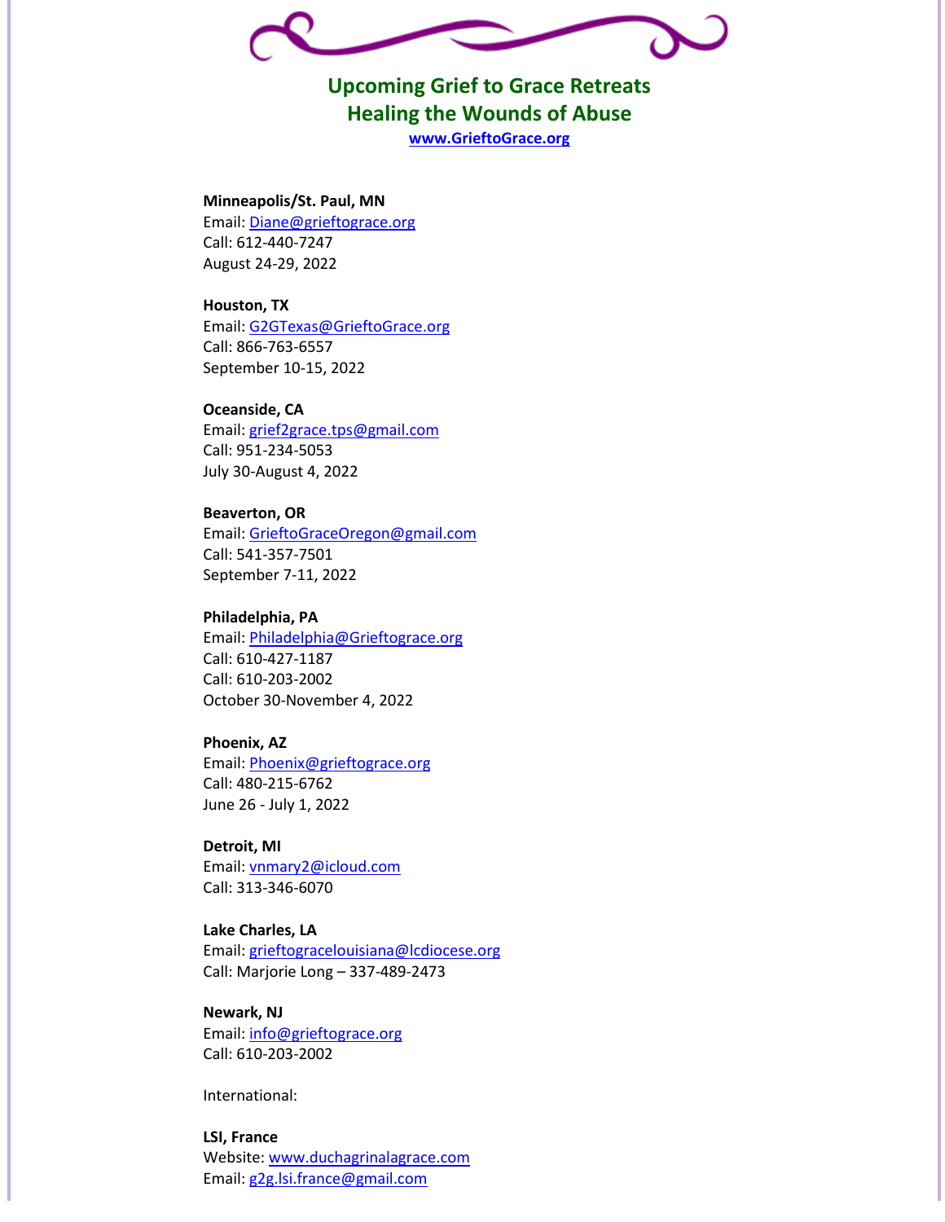## Upcoming Grief to Grace Retreats
## Healing the Wounds of Abuse

**www.GrieftoGrace.org**

**Minneapolis/St. Paul, MN**
Email: Diane@grieftograce.org
Call: 612-440-7247
August 24-29, 2022

**Houston, TX**
Email: G2GTexas@GrieftoGrace.org
Call: 866-763-6557
September 10-15, 2022

**Oceanside, CA**
Email: grief2grace.tps@gmail.com
Call: 951-234-5053
July 30-August 4, 2022

**Beaverton, OR**
Email: GrieftoGraceOregon@gmail.com
Call: 541-357-7501
September 7-11, 2022

**Philadelphia, PA**
Email: Philadelphia@Grieftograce.org
Call: 610-427-1187
Call: 610-203-2002
October 30-November 4, 2022

**Phoenix, AZ**
Email: Phoenix@grieftograce.org
Call: 480-215-6762
June 26 - July 1, 2022

**Detroit, MI**
Email: vnmary2@icloud.com
Call: 313-346-6070

**Lake Charles, LA**
Email: grieftogracelouisiana@lcdiocese.org
Call: Marjorie Long – 337-489-2473

**Newark, NJ**
Email: info@grieftograce.org
Call: 610-203-2002

International:

**LSI, France**
Website: www.duchagrinalagrace.com
Email: g2g.lsi.france@gmail.com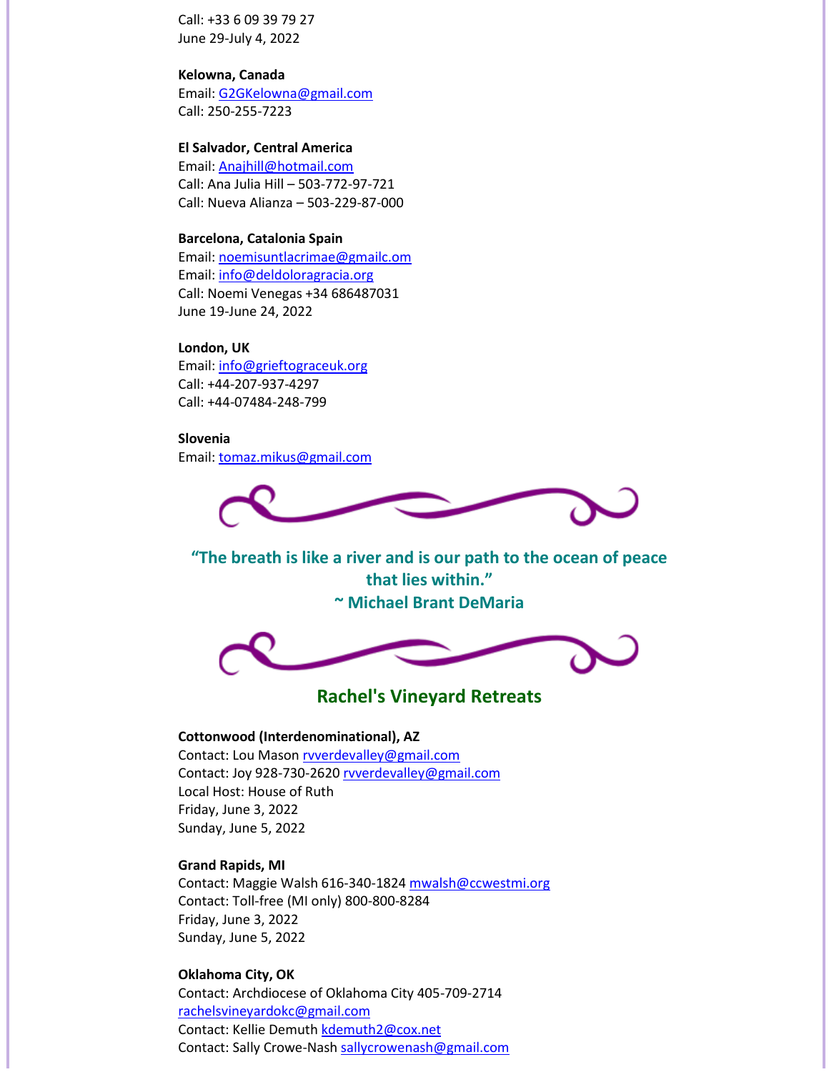Call: +33 6 09 39 79 27
June 29-July 4, 2022

**Kelowna, Canada**
Email: G2GKelowna@gmail.com
Call: 250-255-7223

**El Salvador, Central America**
Email: Anajhill@hotmail.com
Call: Ana Julia Hill – 503-772-97-721
Call: Nueva Alianza – 503-229-87-000

**Barcelona, Catalonia Spain**
Email: noemisuntlacrimae@gmailc.om
Email: info@deldoloragracia.org
Call: Noemi Venegas +34 686487031
June 19-June 24, 2022

**London, UK**
Email: info@grieftograceuk.org
Call: +44-207-937-4297
Call: +44-07484-248-799

**Slovenia**
Email: tomaz.mikus@gmail.com

**"The breath is like a river and is our path to the ocean of peace that lies within."**
**~ Michael Brant DeMaria**

## Rachel's Vineyard Retreats

**Cottonwood (Interdenominational), AZ**
Contact: Lou Mason rvverdevalley@gmail.com
Contact: Joy 928-730-2620 rvverdevalley@gmail.com
Local Host: House of Ruth
Friday, June 3, 2022
Sunday, June 5, 2022

**Grand Rapids, MI**
Contact: Maggie Walsh 616-340-1824 mwalsh@ccwestmi.org
Contact: Toll-free (MI only) 800-800-8284
Friday, June 3, 2022
Sunday, June 5, 2022

**Oklahoma City, OK**
Contact: Archdiocese of Oklahoma City 405-709-2714
rachelsvineyardokc@gmail.com
Contact: Kellie Demuth kdemuth2@cox.net
Contact: Sally Crowe-Nash sallycrowenash@gmail.com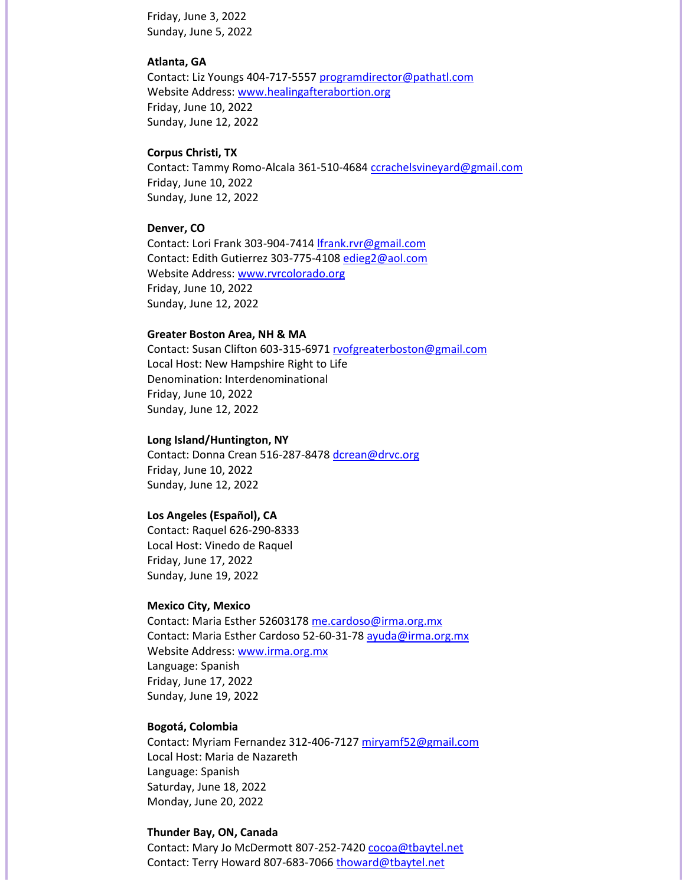Friday, June 3, 2022
Sunday, June 5, 2022

**Atlanta, GA**
Contact: Liz Youngs 404-717-5557 programdirector@pathatl.com
Website Address: www.healingafterabortion.org
Friday, June 10, 2022
Sunday, June 12, 2022

**Corpus Christi, TX**
Contact: Tammy Romo-Alcala 361-510-4684 ccrachelsvineyard@gmail.com
Friday, June 10, 2022
Sunday, June 12, 2022

**Denver, CO**
Contact: Lori Frank 303-904-7414 lfrank.rvr@gmail.com
Contact: Edith Gutierrez 303-775-4108 edieg2@aol.com
Website Address: www.rvrcolorado.org
Friday, June 10, 2022
Sunday, June 12, 2022

**Greater Boston Area, NH & MA**
Contact: Susan Clifton 603-315-6971 rvofgreaterboston@gmail.com
Local Host: New Hampshire Right to Life
Denomination: Interdenominational
Friday, June 10, 2022
Sunday, June 12, 2022

**Long Island/Huntington, NY**
Contact: Donna Crean 516-287-8478 dcrean@drvc.org
Friday, June 10, 2022
Sunday, June 12, 2022

**Los Angeles (Español), CA**
Contact: Raquel 626-290-8333
Local Host: Vinedo de Raquel
Friday, June 17, 2022
Sunday, June 19, 2022

**Mexico City, Mexico**
Contact: Maria Esther 52603178 me.cardoso@irma.org.mx
Contact: Maria Esther Cardoso 52-60-31-78 ayuda@irma.org.mx
Website Address: www.irma.org.mx
Language: Spanish
Friday, June 17, 2022
Sunday, June 19, 2022

**Bogotá, Colombia**
Contact: Myriam Fernandez 312-406-7127 miryamf52@gmail.com
Local Host: Maria de Nazareth
Language: Spanish
Saturday, June 18, 2022
Monday, June 20, 2022

**Thunder Bay, ON, Canada**
Contact: Mary Jo McDermott 807-252-7420 cocoa@tbaytel.net
Contact: Terry Howard 807-683-7066 thoward@tbaytel.net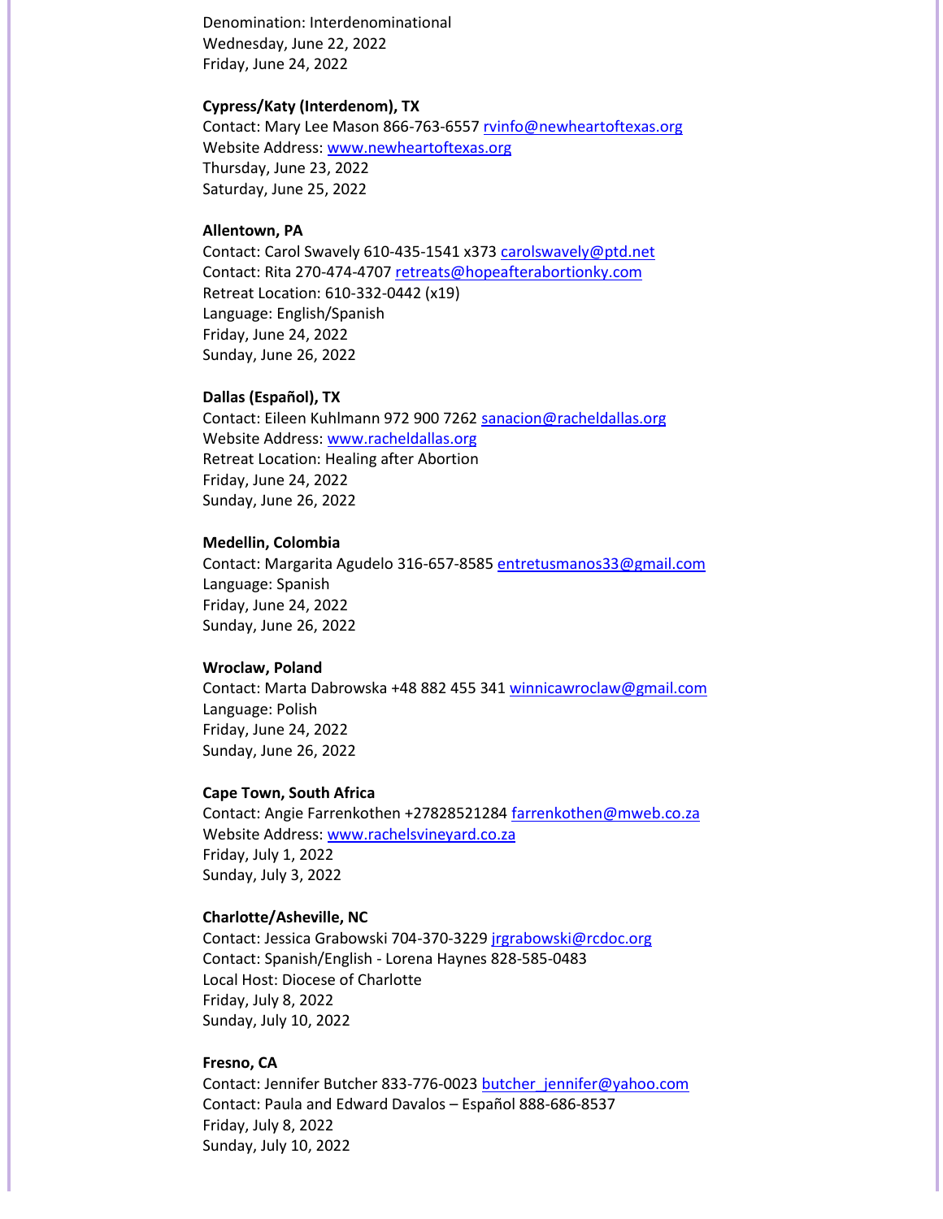Denomination: Interdenominational
Wednesday, June 22, 2022
Friday, June 24, 2022

**Cypress/Katy (Interdenom), TX**
Contact: Mary Lee Mason 866-763-6557 rvinfo@newheartoftexas.org
Website Address: www.newheartoftexas.org
Thursday, June 23, 2022
Saturday, June 25, 2022

**Allentown, PA**
Contact: Carol Swavely 610-435-1541 x373 carolswavely@ptd.net
Contact: Rita 270-474-4707 retreats@hopeafterabortionky.com
Retreat Location: 610-332-0442 (x19)
Language: English/Spanish
Friday, June 24, 2022
Sunday, June 26, 2022

**Dallas (Español), TX**
Contact: Eileen Kuhlmann 972 900 7262 sanacion@racheldallas.org
Website Address: www.racheldallas.org
Retreat Location: Healing after Abortion
Friday, June 24, 2022
Sunday, June 26, 2022

**Medellin, Colombia**
Contact: Margarita Agudelo 316-657-8585 entretusmanos33@gmail.com
Language: Spanish
Friday, June 24, 2022
Sunday, June 26, 2022

**Wroclaw, Poland**
Contact: Marta Dabrowska +48 882 455 341 winnicawroclaw@gmail.com
Language: Polish
Friday, June 24, 2022
Sunday, June 26, 2022

**Cape Town, South Africa**
Contact: Angie Farrenkothen +27828521284 farrenkothen@mweb.co.za
Website Address: www.rachelsvineyard.co.za
Friday, July 1, 2022
Sunday, July 3, 2022

**Charlotte/Asheville, NC**
Contact: Jessica Grabowski 704-370-3229 jrgrabowski@rcdoc.org
Contact: Spanish/English - Lorena Haynes 828-585-0483
Local Host: Diocese of Charlotte
Friday, July 8, 2022
Sunday, July 10, 2022

**Fresno, CA**
Contact: Jennifer Butcher 833-776-0023 butcher_jennifer@yahoo.com
Contact: Paula and Edward Davalos – Español 888-686-8537
Friday, July 8, 2022
Sunday, July 10, 2022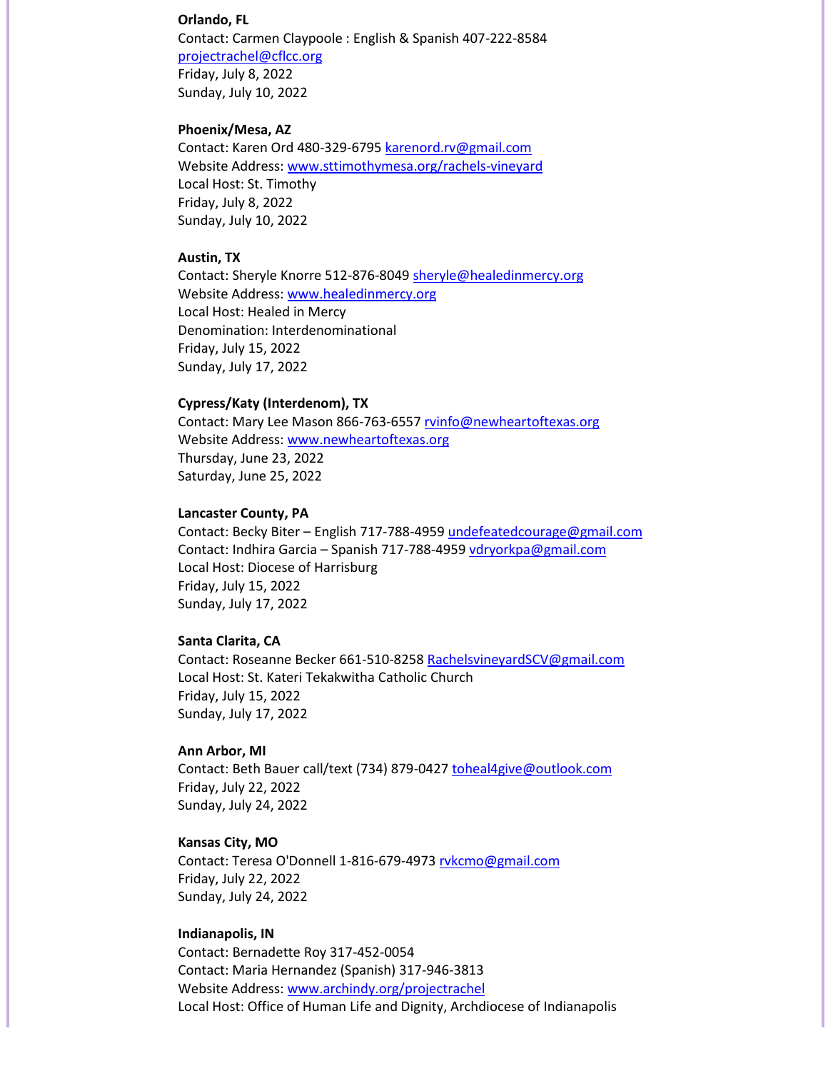**Orlando, FL**
Contact: Carmen Claypoole : English & Spanish 407-222-8584
projectrachel@cflcc.org
Friday, July 8, 2022
Sunday, July 10, 2022

**Phoenix/Mesa, AZ**
Contact: Karen Ord 480-329-6795 karenord.rv@gmail.com
Website Address: www.sttimothymesa.org/rachels-vineyard
Local Host: St. Timothy
Friday, July 8, 2022
Sunday, July 10, 2022

**Austin, TX**
Contact: Sheryle Knorre 512-876-8049 sheryle@healedinmercy.org
Website Address: www.healedinmercy.org
Local Host: Healed in Mercy
Denomination: Interdenominational
Friday, July 15, 2022
Sunday, July 17, 2022

**Cypress/Katy (Interdenom), TX**
Contact: Mary Lee Mason 866-763-6557 rvinfo@newheartoftexas.org
Website Address: www.newheartoftexas.org
Thursday, June 23, 2022
Saturday, June 25, 2022

**Lancaster County, PA**
Contact: Becky Biter – English 717-788-4959 undefeatedcourage@gmail.com
Contact: Indhira Garcia – Spanish 717-788-4959 vdryorkpa@gmail.com
Local Host: Diocese of Harrisburg
Friday, July 15, 2022
Sunday, July 17, 2022

**Santa Clarita, CA**
Contact: Roseanne Becker 661-510-8258 RachelsvineyardSCV@gmail.com
Local Host: St. Kateri Tekakwitha Catholic Church
Friday, July 15, 2022
Sunday, July 17, 2022

**Ann Arbor, MI**
Contact: Beth Bauer call/text (734) 879-0427 toheal4give@outlook.com
Friday, July 22, 2022
Sunday, July 24, 2022

**Kansas City, MO**
Contact: Teresa O'Donnell 1-816-679-4973 rvkcmo@gmail.com
Friday, July 22, 2022
Sunday, July 24, 2022

**Indianapolis, IN**
Contact: Bernadette Roy 317-452-0054
Contact: Maria Hernandez (Spanish) 317-946-3813
Website Address: www.archindy.org/projectrachel
Local Host: Office of Human Life and Dignity, Archdiocese of Indianapolis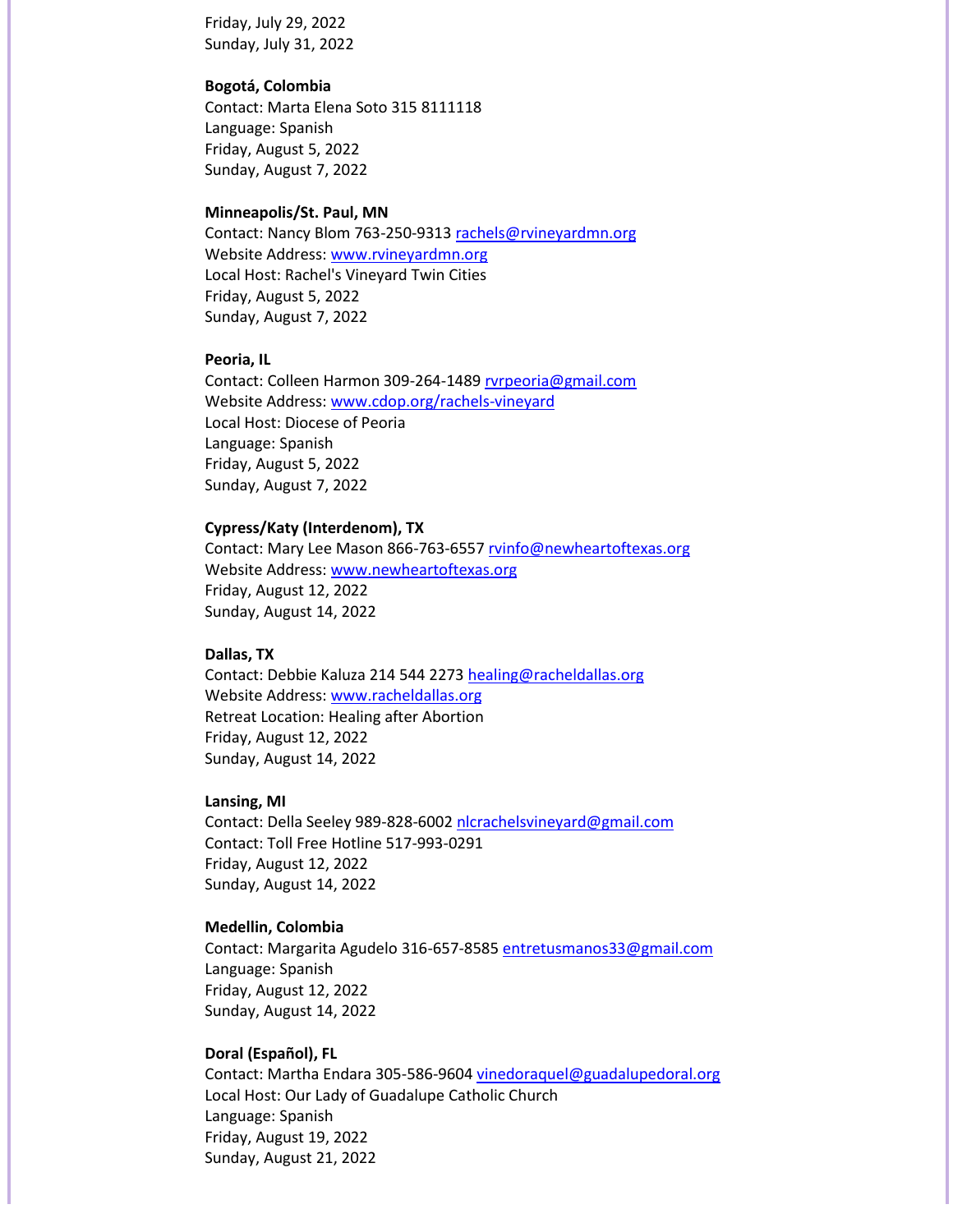Friday, July 29, 2022
Sunday, July 31, 2022

**Bogotá, Colombia**
Contact: Marta Elena Soto 315 8111118
Language: Spanish
Friday, August 5, 2022
Sunday, August 7, 2022

**Minneapolis/St. Paul, MN**
Contact: Nancy Blom 763-250-9313 rachels@rvineyardmn.org
Website Address: www.rvineyardmn.org
Local Host: Rachel's Vineyard Twin Cities
Friday, August 5, 2022
Sunday, August 7, 2022

**Peoria, IL**
Contact: Colleen Harmon 309-264-1489 rvrpeoria@gmail.com
Website Address: www.cdop.org/rachels-vineyard
Local Host: Diocese of Peoria
Language: Spanish
Friday, August 5, 2022
Sunday, August 7, 2022

**Cypress/Katy (Interdenom), TX**
Contact: Mary Lee Mason 866-763-6557 rvinfo@newheartoftexas.org
Website Address: www.newheartoftexas.org
Friday, August 12, 2022
Sunday, August 14, 2022

**Dallas, TX**
Contact: Debbie Kaluza 214 544 2273 healing@racheldallas.org
Website Address: www.racheldallas.org
Retreat Location: Healing after Abortion
Friday, August 12, 2022
Sunday, August 14, 2022

**Lansing, MI**
Contact: Della Seeley 989-828-6002 nlcrachelsvineyard@gmail.com
Contact: Toll Free Hotline 517-993-0291
Friday, August 12, 2022
Sunday, August 14, 2022

**Medellin, Colombia**
Contact: Margarita Agudelo 316-657-8585 entretusmanos33@gmail.com
Language: Spanish
Friday, August 12, 2022
Sunday, August 14, 2022

**Doral (Español), FL**
Contact: Martha Endara 305-586-9604 vinedoraquel@guadalupedoral.org
Local Host: Our Lady of Guadalupe Catholic Church
Language: Spanish
Friday, August 19, 2022
Sunday, August 21, 2022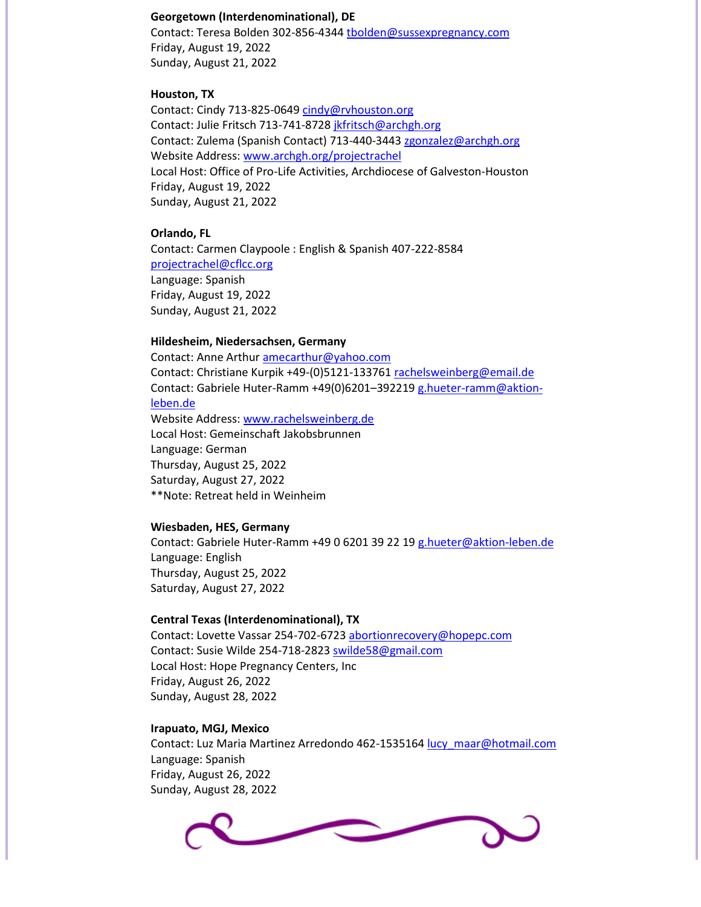**Georgetown (Interdenominational), DE**
Contact: Teresa Bolden 302-856-4344 tbolden@sussexpregnancy.com
Friday, August 19, 2022
Sunday, August 21, 2022

**Houston, TX**
Contact: Cindy 713-825-0649 cindy@rvhouston.org
Contact: Julie Fritsch 713-741-8728 jkfritsch@archgh.org
Contact: Zulema (Spanish Contact) 713-440-3443 zgonzalez@archgh.org
Website Address: www.archgh.org/projectrachel
Local Host: Office of Pro-Life Activities, Archdiocese of Galveston-Houston
Friday, August 19, 2022
Sunday, August 21, 2022

**Orlando, FL**
Contact: Carmen Claypoole : English & Spanish 407-222-8584
projectrachel@cflcc.org
Language: Spanish
Friday, August 19, 2022
Sunday, August 21, 2022

**Hildesheim, Niedersachsen, Germany**
Contact: Anne Arthur amecarthur@yahoo.com
Contact: Christiane Kurpik +49-(0)5121-133761 rachelsweinberg@email.de
Contact: Gabriele Huter-Ramm +49(0)6201–392219 g.hueter-ramm@aktion-leben.de
Website Address: www.rachelsweinberg.de
Local Host: Gemeinschaft Jakobsbrunnen
Language: German
Thursday, August 25, 2022
Saturday, August 27, 2022
**Note: Retreat held in Weinheim

**Wiesbaden, HES, Germany**
Contact: Gabriele Huter-Ramm +49 0 6201 39 22 19 g.hueter@aktion-leben.de
Language: English
Thursday, August 25, 2022
Saturday, August 27, 2022

**Central Texas (Interdenominational), TX**
Contact: Lovette Vassar 254-702-6723 abortionrecovery@hopepc.com
Contact: Susie Wilde 254-718-2823 swilde58@gmail.com
Local Host: Hope Pregnancy Centers, Inc
Friday, August 26, 2022
Sunday, August 28, 2022

**Irapuato, MGJ, Mexico**
Contact: Luz Maria Martinez Arredondo 462-1535164 lucy_maar@hotmail.com
Language: Spanish
Friday, August 26, 2022
Sunday, August 28, 2022